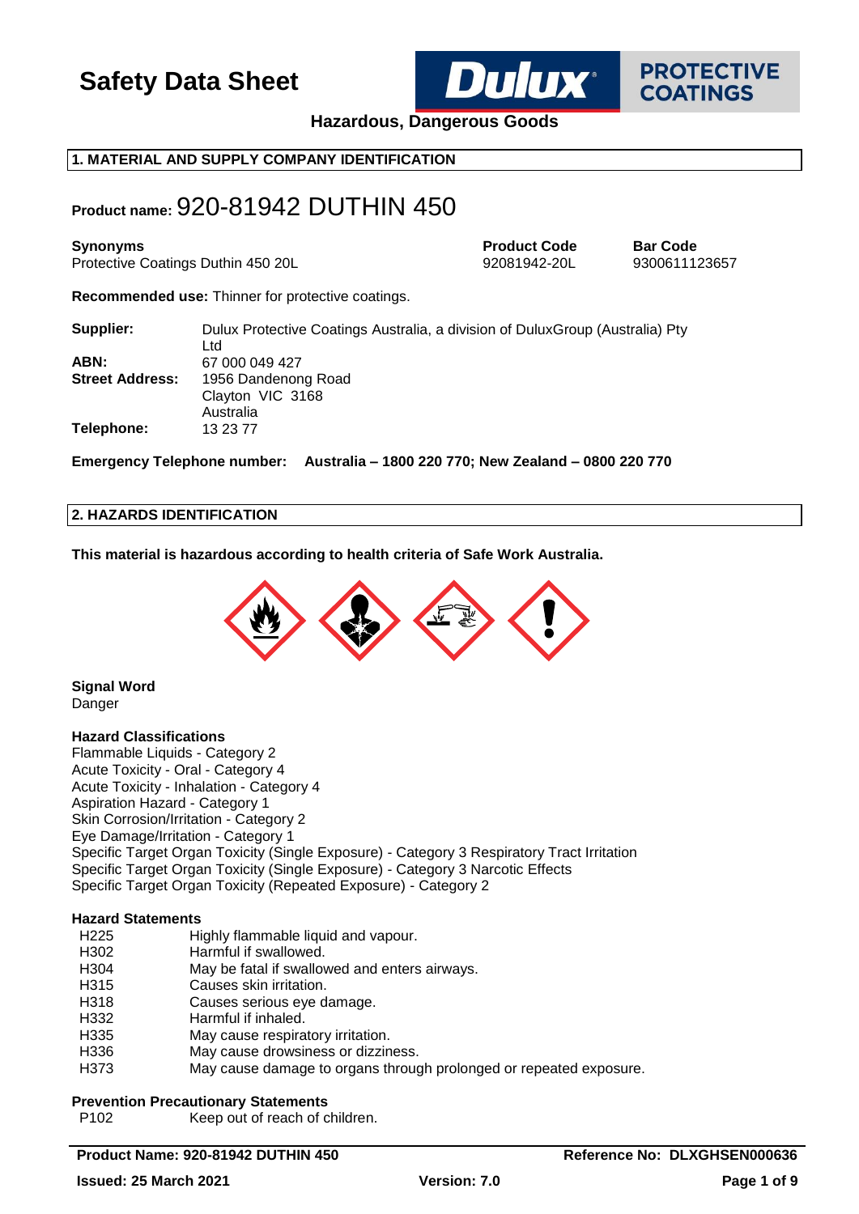# Safety Data Sheet

**Hazardous, Dangerous Goods**

## 1. MATERIAL AND SUPPLY COMPANY IDENTIFICATION

**Product name:** 920-81942 DUTHIN 450

| **Synonyms** | **Product Code** | **Bar Code** |
|---|---|---|
| Protective Coatings Duthin 450 20L | 92081942-20L | 9300611123657 |

**Recommended use:** Thinner for protective coatings.

**Supplier:** Dulux Protective Coatings Australia, a division of DuluxGroup (Australia) Pty Ltd
**ABN:** 67 000 049 427
**Street Address:** 1956 Dandenong Road
Clayton VIC 3168
Australia
**Telephone:** 13 23 77

**Emergency Telephone number: Australia – 1800 220 770; New Zealand – 0800 220 770**

## 2. HAZARDS IDENTIFICATION

**This material is hazardous according to health criteria of Safe Work Australia.**

**Signal Word**
Danger

**Hazard Classifications**
Flammable Liquids - Category 2
Acute Toxicity - Oral - Category 4
Acute Toxicity - Inhalation - Category 4
Aspiration Hazard - Category 1
Skin Corrosion/Irritation - Category 2
Eye Damage/Irritation - Category 1
Specific Target Organ Toxicity (Single Exposure) - Category 3 Respiratory Tract Irritation
Specific Target Organ Toxicity (Single Exposure) - Category 3 Narcotic Effects
Specific Target Organ Toxicity (Repeated Exposure) - Category 2

**Hazard Statements**

| | |
|---|---|
| H225 | Highly flammable liquid and vapour. |
| H302 | Harmful if swallowed. |
| H304 | May be fatal if swallowed and enters airways. |
| H315 | Causes skin irritation. |
| H318 | Causes serious eye damage. |
| H332 | Harmful if inhaled. |
| H335 | May cause respiratory irritation. |
| H336 | May cause drowsiness or dizziness. |
| H373 | May cause damage to organs through prolonged or repeated exposure. |

**Prevention Precautionary Statements**

| | |
|---|---|
| P102 | Keep out of reach of children. |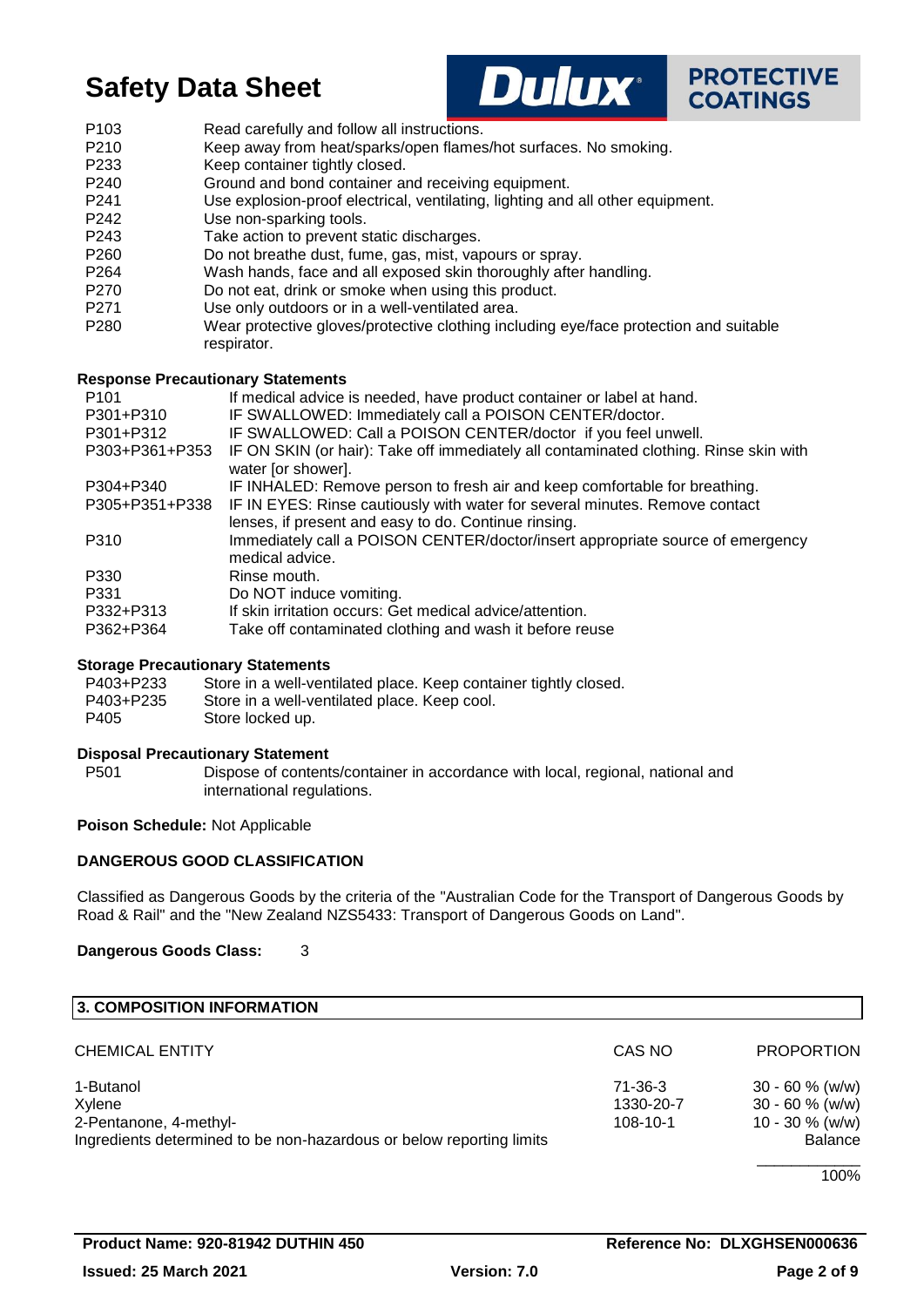| | |
|---|---|
| P103 | Read carefully and follow all instructions. |
| P210 | Keep away from heat/sparks/open flames/hot surfaces. No smoking. |
| P233 | Keep container tightly closed. |
| P240 | Ground and bond container and receiving equipment. |
| P241 | Use explosion-proof electrical, ventilating, lighting and all other equipment. |
| P242 | Use non-sparking tools. |
| P243 | Take action to prevent static discharges. |
| P260 | Do not breathe dust, fume, gas, mist, vapours or spray. |
| P264 | Wash hands, face and all exposed skin thoroughly after handling. |
| P270 | Do not eat, drink or smoke when using this product. |
| P271 | Use only outdoors or in a well-ventilated area. |
| P280 | Wear protective gloves/protective clothing including eye/face protection and suitable respirator. |

**Response Precautionary Statements**

| | |
|---|---|
| P101 | If medical advice is needed, have product container or label at hand. |
| P301+P310 | IF SWALLOWED: Immediately call a POISON CENTER/doctor. |
| P301+P312 | IF SWALLOWED: Call a POISON CENTER/doctor if you feel unwell. |
| P303+P361+P353 | IF ON SKIN (or hair): Take off immediately all contaminated clothing. Rinse skin with water [or shower]. |
| P304+P340 | IF INHALED: Remove person to fresh air and keep comfortable for breathing. |
| P305+P351+P338 | IF IN EYES: Rinse cautiously with water for several minutes. Remove contact lenses, if present and easy to do. Continue rinsing. |
| P310 | Immediately call a POISON CENTER/doctor/insert appropriate source of emergency medical advice. |
| P330 | Rinse mouth. |
| P331 | Do NOT induce vomiting. |
| P332+P313 | If skin irritation occurs: Get medical advice/attention. |
| P362+P364 | Take off contaminated clothing and wash it before reuse |

**Storage Precautionary Statements**

| | |
|---|---|
| P403+P233 | Store in a well-ventilated place. Keep container tightly closed. |
| P403+P235 | Store in a well-ventilated place. Keep cool. |
| P405 | Store locked up. |

**Disposal Precautionary Statement**

| | |
|---|---|
| P501 | Dispose of contents/container in accordance with local, regional, national and international regulations. |

**Poison Schedule:** Not Applicable

**DANGEROUS GOOD CLASSIFICATION**

Classified as Dangerous Goods by the criteria of the "Australian Code for the Transport of Dangerous Goods by Road & Rail" and the "New Zealand NZS5433: Transport of Dangerous Goods on Land".

**Dangerous Goods Class:** 3

## 3. COMPOSITION INFORMATION

| CHEMICAL ENTITY | CAS NO | PROPORTION |
|---|---|---|
| 1-Butanol | 71-36-3 | 30 - 60 % (w/w) |
| Xylene | 1330-20-7 | 30 - 60 % (w/w) |
| 2-Pentanone, 4-methyl- | 108-10-1 | 10 - 30 % (w/w) |
| Ingredients determined to be non-hazardous or below reporting limits | | Balance |
| | | 100% |

**Product Name: 920-81942 DUTHIN 450** **Reference No: DLXGHSEN000636**

**Issued: 25 March 2021** **Version: 7.0**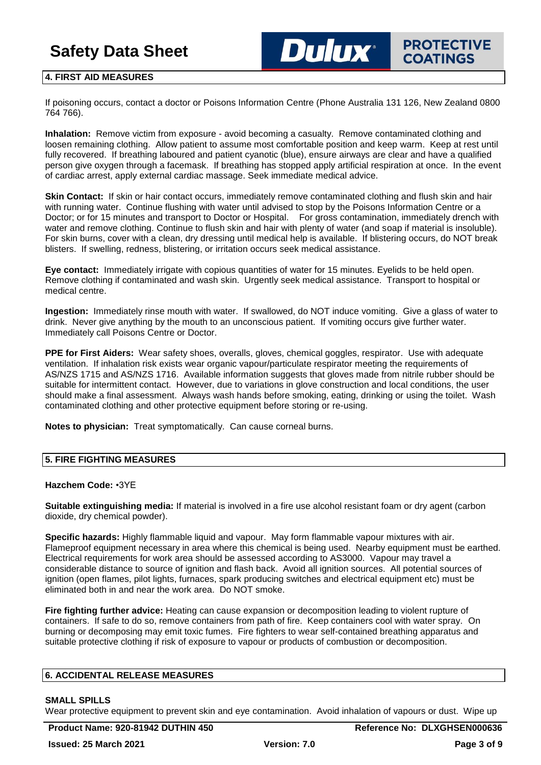## 4. FIRST AID MEASURES

If poisoning occurs, contact a doctor or Poisons Information Centre (Phone Australia 131 126, New Zealand 0800 764 766).

**Inhalation:** Remove victim from exposure - avoid becoming a casualty. Remove contaminated clothing and loosen remaining clothing. Allow patient to assume most comfortable position and keep warm. Keep at rest until fully recovered. If breathing laboured and patient cyanotic (blue), ensure airways are clear and have a qualified person give oxygen through a facemask. If breathing has stopped apply artificial respiration at once. In the event of cardiac arrest, apply external cardiac massage. Seek immediate medical advice.

**Skin Contact:** If skin or hair contact occurs, immediately remove contaminated clothing and flush skin and hair with running water. Continue flushing with water until advised to stop by the Poisons Information Centre or a Doctor; or for 15 minutes and transport to Doctor or Hospital. For gross contamination, immediately drench with water and remove clothing. Continue to flush skin and hair with plenty of water (and soap if material is insoluble). For skin burns, cover with a clean, dry dressing until medical help is available. If blistering occurs, do NOT break blisters. If swelling, redness, blistering, or irritation occurs seek medical assistance.

**Eye contact:** Immediately irrigate with copious quantities of water for 15 minutes. Eyelids to be held open. Remove clothing if contaminated and wash skin. Urgently seek medical assistance. Transport to hospital or medical centre.

**Ingestion:** Immediately rinse mouth with water. If swallowed, do NOT induce vomiting. Give a glass of water to drink. Never give anything by the mouth to an unconscious patient. If vomiting occurs give further water. Immediately call Poisons Centre or Doctor.

**PPE for First Aiders:** Wear safety shoes, overalls, gloves, chemical goggles, respirator. Use with adequate ventilation. If inhalation risk exists wear organic vapour/particulate respirator meeting the requirements of AS/NZS 1715 and AS/NZS 1716. Available information suggests that gloves made from nitrile rubber should be suitable for intermittent contact. However, due to variations in glove construction and local conditions, the user should make a final assessment. Always wash hands before smoking, eating, drinking or using the toilet. Wash contaminated clothing and other protective equipment before storing or re-using.

**Notes to physician:** Treat symptomatically. Can cause corneal burns.

## 5. FIRE FIGHTING MEASURES

**Hazchem Code:** •3YE

**Suitable extinguishing media:** If material is involved in a fire use alcohol resistant foam or dry agent (carbon dioxide, dry chemical powder).

**Specific hazards:** Highly flammable liquid and vapour. May form flammable vapour mixtures with air. Flameproof equipment necessary in area where this chemical is being used. Nearby equipment must be earthed. Electrical requirements for work area should be assessed according to AS3000. Vapour may travel a considerable distance to source of ignition and flash back. Avoid all ignition sources. All potential sources of ignition (open flames, pilot lights, furnaces, spark producing switches and electrical equipment etc) must be eliminated both in and near the work area. Do NOT smoke.

**Fire fighting further advice:** Heating can cause expansion or decomposition leading to violent rupture of containers. If safe to do so, remove containers from path of fire. Keep containers cool with water spray. On burning or decomposing may emit toxic fumes. Fire fighters to wear self-contained breathing apparatus and suitable protective clothing if risk of exposure to vapour or products of combustion or decomposition.

## 6. ACCIDENTAL RELEASE MEASURES

**SMALL SPILLS**

Wear protective equipment to prevent skin and eye contamination. Avoid inhalation of vapours or dust. Wipe up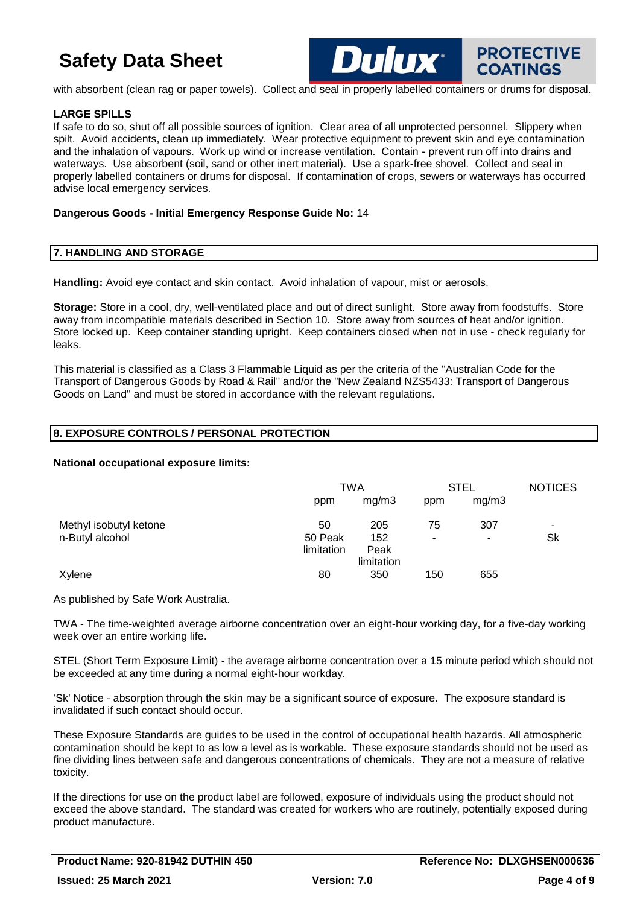with absorbent (clean rag or paper towels). Collect and seal in properly labelled containers or drums for disposal.

**LARGE SPILLS**

If safe to do so, shut off all possible sources of ignition. Clear area of all unprotected personnel. Slippery when spilt. Avoid accidents, clean up immediately. Wear protective equipment to prevent skin and eye contamination and the inhalation of vapours. Work up wind or increase ventilation. Contain - prevent run off into drains and waterways. Use absorbent (soil, sand or other inert material). Use a spark-free shovel. Collect and seal in properly labelled containers or drums for disposal. If contamination of crops, sewers or waterways has occurred advise local emergency services.

**Dangerous Goods - Initial Emergency Response Guide No:** 14

## 7. HANDLING AND STORAGE

**Handling:** Avoid eye contact and skin contact. Avoid inhalation of vapour, mist or aerosols.

**Storage:** Store in a cool, dry, well-ventilated place and out of direct sunlight. Store away from foodstuffs. Store away from incompatible materials described in Section 10. Store away from sources of heat and/or ignition. Store locked up. Keep container standing upright. Keep containers closed when not in use - check regularly for leaks.

This material is classified as a Class 3 Flammable Liquid as per the criteria of the "Australian Code for the Transport of Dangerous Goods by Road & Rail" and/or the "New Zealand NZS5433: Transport of Dangerous Goods on Land" and must be stored in accordance with the relevant regulations.

## 8. EXPOSURE CONTROLS / PERSONAL PROTECTION

**National occupational exposure limits:**

| | TWA | | STEL | | NOTICES |
|---|---|---|---|---|---|
| | ppm | mg/m3 | ppm | mg/m3 | |
| Methyl isobutyl ketone | 50 | 205 | 75 | 307 | - |
| n-Butyl alcohol | 50 Peak limitation | 152 Peak limitation | - | - | Sk |
| Xylene | 80 | 350 | 150 | 655 | |

As published by Safe Work Australia.

TWA - The time-weighted average airborne concentration over an eight-hour working day, for a five-day working week over an entire working life.

STEL (Short Term Exposure Limit) - the average airborne concentration over a 15 minute period which should not be exceeded at any time during a normal eight-hour workday.

'Sk' Notice - absorption through the skin may be a significant source of exposure. The exposure standard is invalidated if such contact should occur.

These Exposure Standards are guides to be used in the control of occupational health hazards. All atmospheric contamination should be kept to as low a level as is workable. These exposure standards should not be used as fine dividing lines between safe and dangerous concentrations of chemicals. They are not a measure of relative toxicity.

If the directions for use on the product label are followed, exposure of individuals using the product should not exceed the above standard. The standard was created for workers who are routinely, potentially exposed during product manufacture.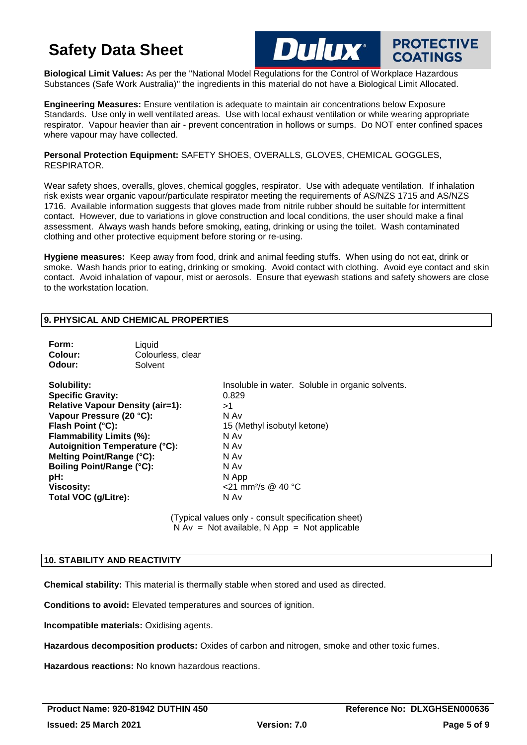**Biological Limit Values:** As per the "National Model Regulations for the Control of Workplace Hazardous Substances (Safe Work Australia)" the ingredients in this material do not have a Biological Limit Allocated.

**Engineering Measures:** Ensure ventilation is adequate to maintain air concentrations below Exposure Standards. Use only in well ventilated areas. Use with local exhaust ventilation or while wearing appropriate respirator. Vapour heavier than air - prevent concentration in hollows or sumps. Do NOT enter confined spaces where vapour may have collected.

**Personal Protection Equipment:** SAFETY SHOES, OVERALLS, GLOVES, CHEMICAL GOGGLES, RESPIRATOR.

Wear safety shoes, overalls, gloves, chemical goggles, respirator. Use with adequate ventilation. If inhalation risk exists wear organic vapour/particulate respirator meeting the requirements of AS/NZS 1715 and AS/NZS 1716. Available information suggests that gloves made from nitrile rubber should be suitable for intermittent contact. However, due to variations in glove construction and local conditions, the user should make a final assessment. Always wash hands before smoking, eating, drinking or using the toilet. Wash contaminated clothing and other protective equipment before storing or re-using.

**Hygiene measures:** Keep away from food, drink and animal feeding stuffs. When using do not eat, drink or smoke. Wash hands prior to eating, drinking or smoking. Avoid contact with clothing. Avoid eye contact and skin contact. Avoid inhalation of vapour, mist or aerosols. Ensure that eyewash stations and safety showers are close to the workstation location.

## 9. PHYSICAL AND CHEMICAL PROPERTIES

**Form:** Liquid
**Colour:** Colourless, clear
**Odour:** Solvent

| | |
|---|---|
| **Solubility:** | Insoluble in water. Soluble in organic solvents. |
| **Specific Gravity:** | 0.829 |
| **Relative Vapour Density (air=1):** | >1 |
| **Vapour Pressure (20 °C):** | N Av |
| **Flash Point (°C):** | 15 (Methyl isobutyl ketone) |
| **Flammability Limits (%):** | N Av |
| **Autoignition Temperature (°C):** | N Av |
| **Melting Point/Range (°C):** | N Av |
| **Boiling Point/Range (°C):** | N Av |
| **pH:** | N App |
| **Viscosity:** | <21 $mm^2/s$ @ 40 °C |
| **Total VOC (g/Litre):** | N Av |

(Typical values only - consult specification sheet)
N Av = Not available, N App = Not applicable

## 10. STABILITY AND REACTIVITY

**Chemical stability:** This material is thermally stable when stored and used as directed.

**Conditions to avoid:** Elevated temperatures and sources of ignition.

**Incompatible materials:** Oxidising agents.

**Hazardous decomposition products:** Oxides of carbon and nitrogen, smoke and other toxic fumes.

**Hazardous reactions:** No known hazardous reactions.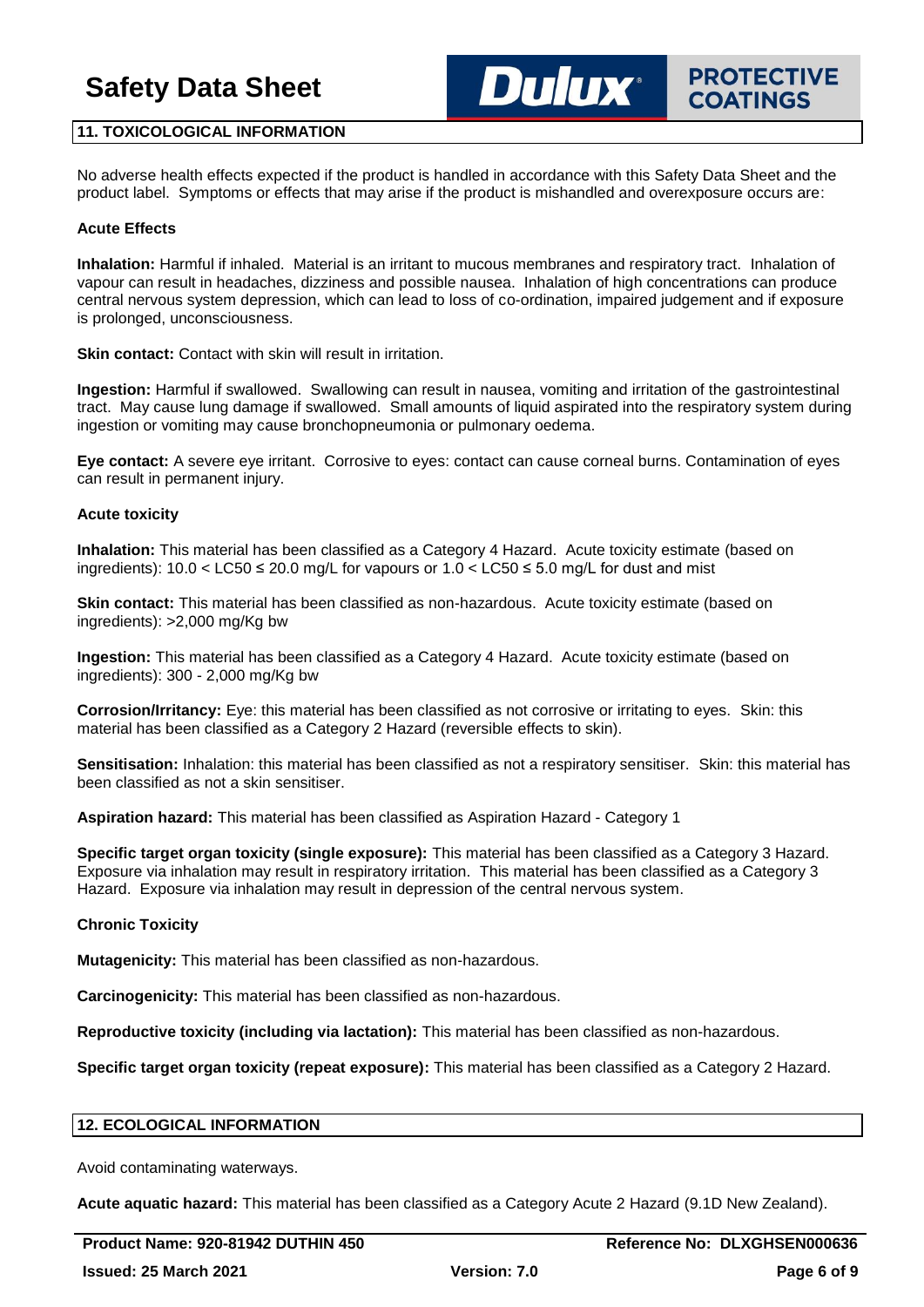## 11. TOXICOLOGICAL INFORMATION

No adverse health effects expected if the product is handled in accordance with this Safety Data Sheet and the product label. Symptoms or effects that may arise if the product is mishandled and overexposure occurs are:

### Acute Effects

**Inhalation:** Harmful if inhaled. Material is an irritant to mucous membranes and respiratory tract. Inhalation of vapour can result in headaches, dizziness and possible nausea. Inhalation of high concentrations can produce central nervous system depression, which can lead to loss of co-ordination, impaired judgement and if exposure is prolonged, unconsciousness.

**Skin contact:** Contact with skin will result in irritation.

**Ingestion:** Harmful if swallowed. Swallowing can result in nausea, vomiting and irritation of the gastrointestinal tract. May cause lung damage if swallowed. Small amounts of liquid aspirated into the respiratory system during ingestion or vomiting may cause bronchopneumonia or pulmonary oedema.

**Eye contact:** A severe eye irritant. Corrosive to eyes: contact can cause corneal burns. Contamination of eyes can result in permanent injury.

### Acute toxicity

**Inhalation:** This material has been classified as a Category 4 Hazard. Acute toxicity estimate (based on ingredients): $10.0 < LC50 \leq 20.0$ mg/L for vapours or $1.0 < LC50 \leq 5.0$ mg/L for dust and mist

**Skin contact:** This material has been classified as non-hazardous. Acute toxicity estimate (based on ingredients): >2,000 mg/Kg bw

**Ingestion:** This material has been classified as a Category 4 Hazard. Acute toxicity estimate (based on ingredients): 300 - 2,000 mg/Kg bw

**Corrosion/Irritancy:** Eye: this material has been classified as not corrosive or irritating to eyes. Skin: this material has been classified as a Category 2 Hazard (reversible effects to skin).

**Sensitisation:** Inhalation: this material has been classified as not a respiratory sensitiser. Skin: this material has been classified as not a skin sensitiser.

**Aspiration hazard:** This material has been classified as Aspiration Hazard - Category 1

**Specific target organ toxicity (single exposure):** This material has been classified as a Category 3 Hazard. Exposure via inhalation may result in respiratory irritation. This material has been classified as a Category 3 Hazard. Exposure via inhalation may result in depression of the central nervous system.

### Chronic Toxicity

**Mutagenicity:** This material has been classified as non-hazardous.

**Carcinogenicity:** This material has been classified as non-hazardous.

**Reproductive toxicity (including via lactation):** This material has been classified as non-hazardous.

**Specific target organ toxicity (repeat exposure):** This material has been classified as a Category 2 Hazard.

## 12. ECOLOGICAL INFORMATION

Avoid contaminating waterways.

**Acute aquatic hazard:** This material has been classified as a Category Acute 2 Hazard (9.1D New Zealand).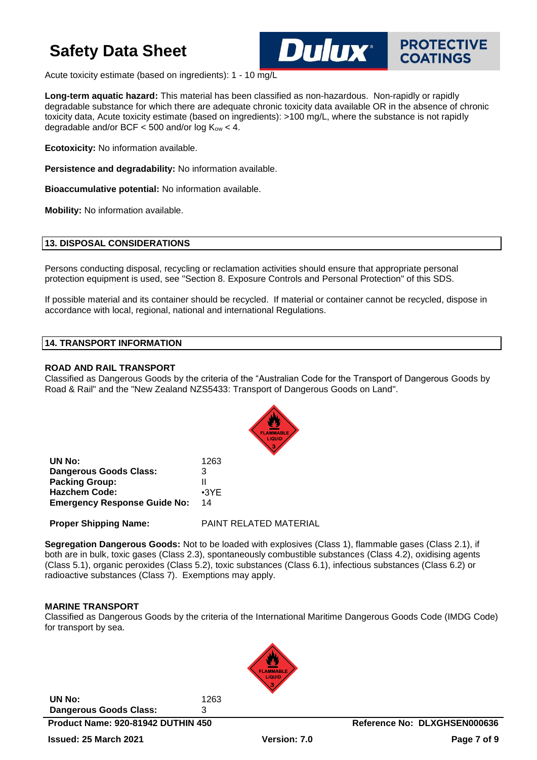Acute toxicity estimate (based on ingredients): 1 - 10 mg/L

**Long-term aquatic hazard:** This material has been classified as non-hazardous. Non-rapidly or rapidly degradable substance for which there are adequate chronic toxicity data available OR in the absence of chronic toxicity data, Acute toxicity estimate (based on ingredients): >100 mg/L, where the substance is not rapidly degradable and/or BCF < 500 and/or log $K_{ow}$ < 4.

**Ecotoxicity:** No information available.

**Persistence and degradability:** No information available.

**Bioaccumulative potential:** No information available.

**Mobility:** No information available.

## 13. DISPOSAL CONSIDERATIONS

Persons conducting disposal, recycling or reclamation activities should ensure that appropriate personal protection equipment is used, see "Section 8. Exposure Controls and Personal Protection" of this SDS.

If possible material and its container should be recycled. If material or container cannot be recycled, dispose in accordance with local, regional, national and international Regulations.

## 14. TRANSPORT INFORMATION

### ROAD AND RAIL TRANSPORT

Classified as Dangerous Goods by the criteria of the "Australian Code for the Transport of Dangerous Goods by Road & Rail" and the "New Zealand NZS5433: Transport of Dangerous Goods on Land".

| | |
|---|---|
| **UN No:** | 1263 |
| **Dangerous Goods Class:** | 3 |
| **Packing Group:** | II |
| **Hazchem Code:** | •3YE |
| **Emergency Response Guide No:** | 14 |
| **Proper Shipping Name:** | PAINT RELATED MATERIAL |

**Segregation Dangerous Goods:** Not to be loaded with explosives (Class 1), flammable gases (Class 2.1), if both are in bulk, toxic gases (Class 2.3), spontaneously combustible substances (Class 4.2), oxidising agents (Class 5.1), organic peroxides (Class 5.2), toxic substances (Class 6.1), infectious substances (Class 6.2) or radioactive substances (Class 7). Exemptions may apply.

### MARINE TRANSPORT

Classified as Dangerous Goods by the criteria of the International Maritime Dangerous Goods Code (IMDG Code) for transport by sea.

| | |
|---|---|
| **UN No:** | 1263 |
| **Dangerous Goods Class:** | 3 |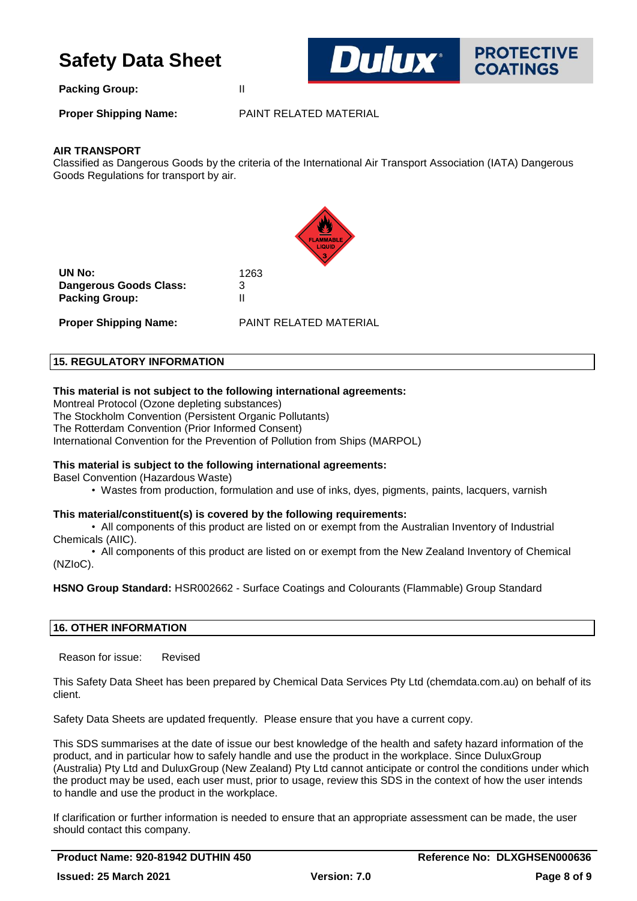**Packing Group:** II

**Proper Shipping Name:** PAINT RELATED MATERIAL

**AIR TRANSPORT**

Classified as Dangerous Goods by the criteria of the International Air Transport Association (IATA) Dangerous Goods Regulations for transport by air.

**UN No:** 1263
**Dangerous Goods Class:** 3
**Packing Group:** II

**Proper Shipping Name:** PAINT RELATED MATERIAL

## 15. REGULATORY INFORMATION

**This material is not subject to the following international agreements:**

Montreal Protocol (Ozone depleting substances)
The Stockholm Convention (Persistent Organic Pollutants)
The Rotterdam Convention (Prior Informed Consent)
International Convention for the Prevention of Pollution from Ships (MARPOL)

**This material is subject to the following international agreements:**

Basel Convention (Hazardous Waste)

- Wastes from production, formulation and use of inks, dyes, pigments, paints, lacquers, varnish

**This material/constituent(s) is covered by the following requirements:**

- All components of this product are listed on or exempt from the Australian Inventory of Industrial Chemicals (AIIC).
- All components of this product are listed on or exempt from the New Zealand Inventory of Chemical (NZIoC).

**HSNO Group Standard:** HSR002662 - Surface Coatings and Colourants (Flammable) Group Standard

## 16. OTHER INFORMATION

Reason for issue: Revised

This Safety Data Sheet has been prepared by Chemical Data Services Pty Ltd (chemdata.com.au) on behalf of its client.

Safety Data Sheets are updated frequently. Please ensure that you have a current copy.

This SDS summarises at the date of issue our best knowledge of the health and safety hazard information of the product, and in particular how to safely handle and use the product in the workplace. Since DuluxGroup (Australia) Pty Ltd and DuluxGroup (New Zealand) Pty Ltd cannot anticipate or control the conditions under which the product may be used, each user must, prior to usage, review this SDS in the context of how the user intends to handle and use the product in the workplace.

If clarification or further information is needed to ensure that an appropriate assessment can be made, the user should contact this company.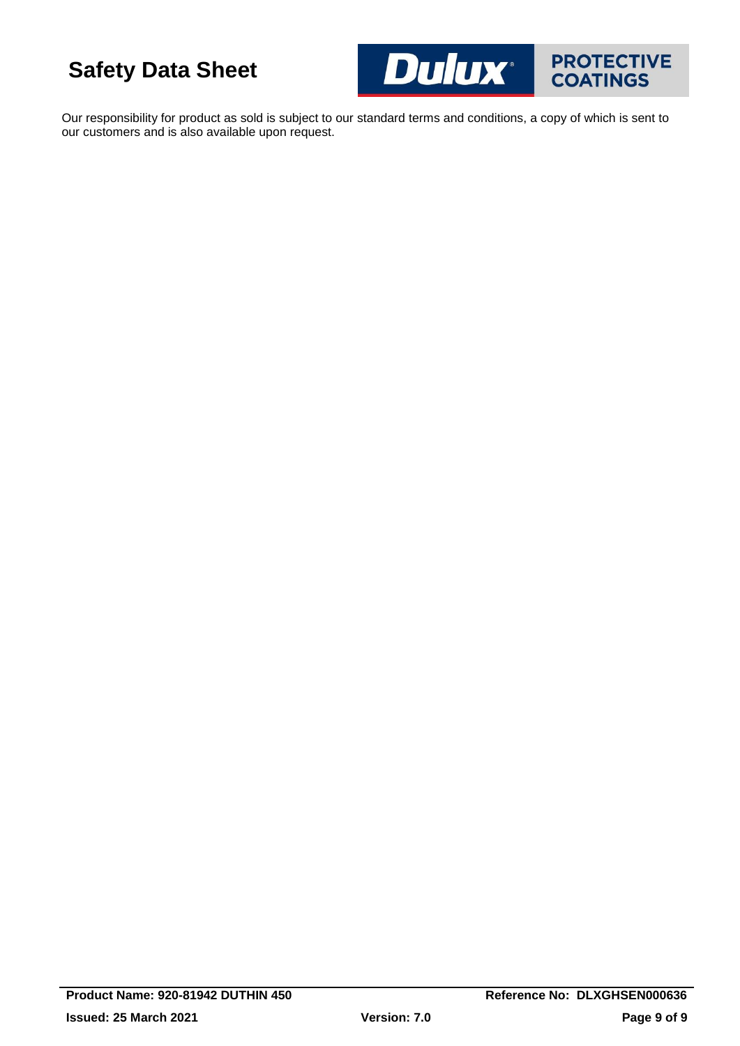Our responsibility for product as sold is subject to our standard terms and conditions, a copy of which is sent to our customers and is also available upon request.